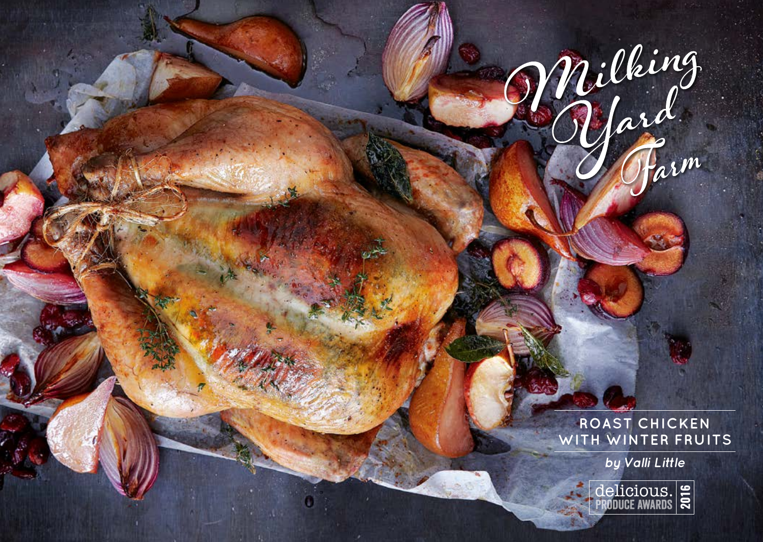# Milking Yard Farm

## ROAST CHICKEN WITH WINTER FRUITS

*by Valli Little*

delicious. PRODUCE AWARDS 2016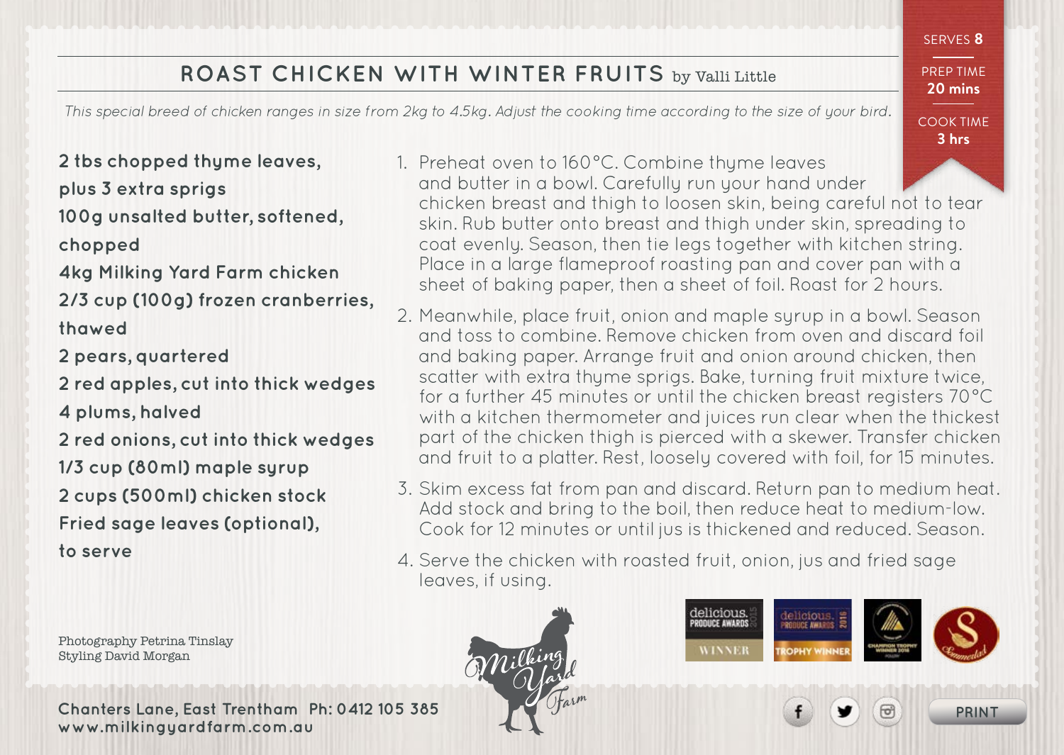# ROAST CHICKEN WITH WINTER FRUITS by Valli Little

SERVES **8**

PREP TIME **20 mins**

COOK TIME **3 hrs**

*This special breed of chicken ranges in size from 2kg to 4.5kg. Adjust the cooking time according to the size of your bird.*

**2 tbs chopped thyme leaves, plus 3 extra sprigs**
**100g unsalted butter, softened, chopped**
**4kg Milking Yard Farm chicken**
**2/3 cup (100g) frozen cranberries, thawed**
**2 pears, quartered**
**2 red apples, cut into thick wedges**
**4 plums, halved**
**2 red onions, cut into thick wedges**
**1/3 cup (80ml) maple syrup**
**2 cups (500ml) chicken stock**
**Fried sage leaves (optional), to serve**

1. Preheat oven to 160°C. Combine thyme leaves and butter in a bowl. Carefully run your hand under chicken breast and thigh to loosen skin, being careful not to tear skin. Rub butter onto breast and thigh under skin, spreading to coat evenly. Season, then tie legs together with kitchen string. Place in a large flameproof roasting pan and cover pan with a sheet of baking paper, then a sheet of foil. Roast for 2 hours.
2. Meanwhile, place fruit, onion and maple syrup in a bowl. Season and toss to combine. Remove chicken from oven and discard foil and baking paper. Arrange fruit and onion around chicken, then scatter with extra thyme sprigs. Bake, turning fruit mixture twice, for a further 45 minutes or until the chicken breast registers 70°C with a kitchen thermometer and juices run clear when the thickest part of the chicken thigh is pierced with a skewer. Transfer chicken and fruit to a platter. Rest, loosely covered with foil, for 15 minutes.
3. Skim excess fat from pan and discard. Return pan to medium heat. Add stock and bring to the boil, then reduce heat to medium-low. Cook for 12 minutes or until jus is thickened and reduced. Season.
4. Serve the chicken with roasted fruit, onion, jus and fried sage leaves, if using.

Photography Petrina Tinslay
Styling David Morgan

**Chanters Lane, East Trentham Ph: 0412 105 385**
**www.milkingyardfarm.com.au**

PRINT